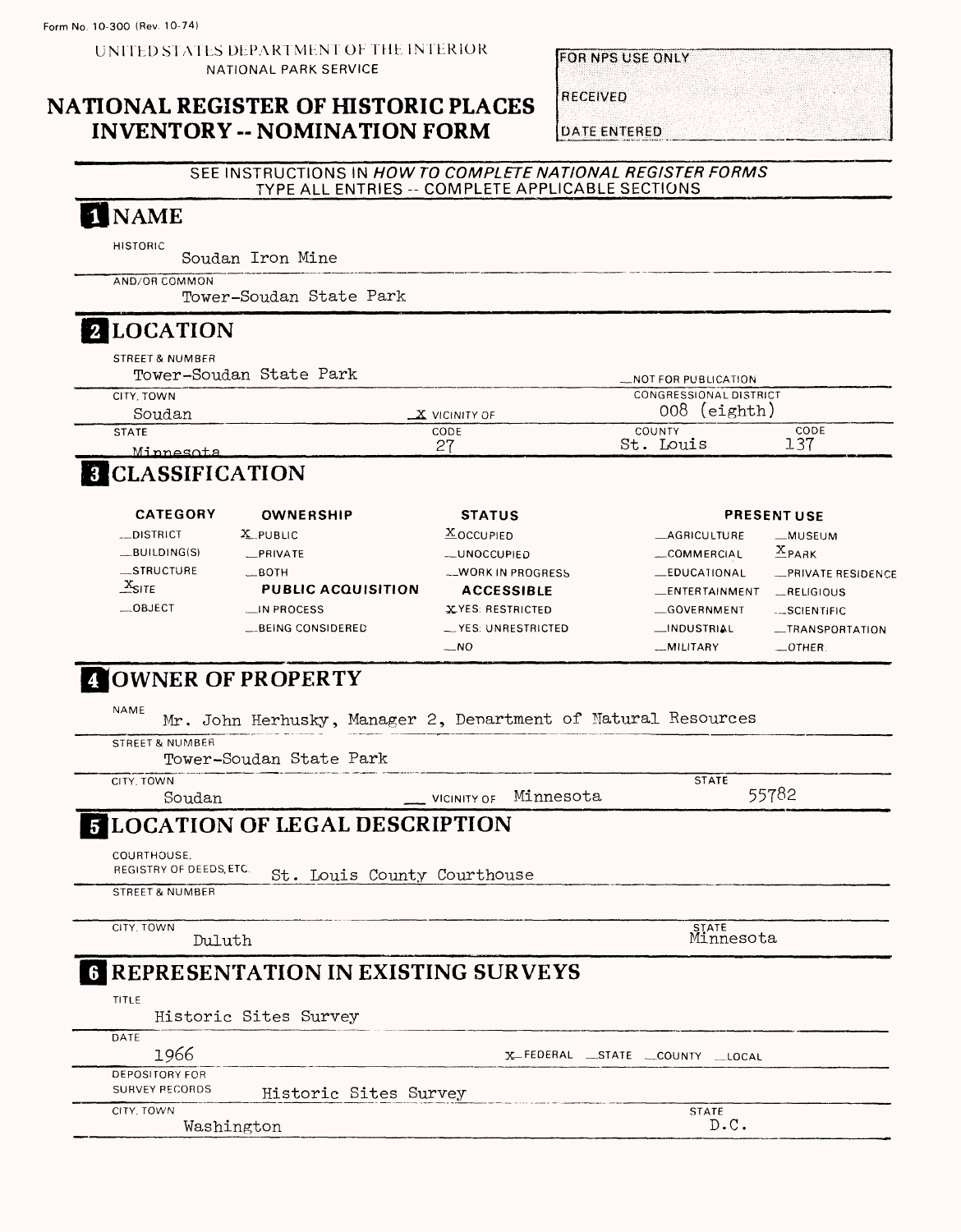Form No. 10-300 (Rev. 10-74)

UNITED STATES DEPARTMENT OF THE INTERIOR
NATIONAL PARK SERVICE

# NATIONAL REGISTER OF HISTORIC PLACES INVENTORY -- NOMINATION FORM

| FOR NPS USE ONLY |
|---|
| RECEIVED |
| DATE ENTERED |

SEE INSTRUCTIONS IN *HOW TO COMPLETE NATIONAL REGISTER FORMS*
TYPE ALL ENTRIES -- COMPLETE APPLICABLE SECTIONS

## 1 NAME

HISTORIC
Soudan Iron Mine

AND/OR COMMON
Tower-Soudan State Park

## 2 LOCATION

STREET & NUMBER
Tower-Soudan State Park

_NOT FOR PUBLICATION

CITY, TOWN
Soudan

X VICINITY OF

CONGRESSIONAL DISTRICT
008 (eighth)

| STATE | CODE | COUNTY | CODE |
|---|---|---|---|
| Minnesota | 27 | St. Louis | 137 |

## 3 CLASSIFICATION

| CATEGORY | OWNERSHIP | STATUS | PRESENT USE | |
|---|---|---|---|---|
| _DISTRICT | X PUBLIC | X OCCUPIED | _AGRICULTURE | _MUSEUM |
| _BUILDING(S) | _PRIVATE | _UNOCCUPIED | _COMMERCIAL | X PARK |
| _STRUCTURE | _BOTH | _WORK IN PROGRESS | _EDUCATIONAL | _PRIVATE RESIDENCE |
| X SITE | **PUBLIC ACQUISITION** | **ACCESSIBLE** | _ENTERTAINMENT | _RELIGIOUS |
| _OBJECT | _IN PROCESS | X YES: RESTRICTED | _GOVERNMENT | _SCIENTIFIC |
| | _BEING CONSIDERED | _YES: UNRESTRICTED | _INDUSTRIAL | _TRANSPORTATION |
| | | _NO | _MILITARY | _OTHER: |

## 4 OWNER OF PROPERTY

NAME
Mr. John Herhusky, Manager 2, Department of Natural Resources

STREET & NUMBER
Tower-Soudan State Park

CITY, TOWN
Soudan

__ VICINITY OF Minnesota

STATE
55782

## 5 LOCATION OF LEGAL DESCRIPTION

COURTHOUSE, REGISTRY OF DEEDS, ETC.
St. Louis County Courthouse

STREET & NUMBER

CITY, TOWN
Duluth

STATE
Minnesota

## 6 REPRESENTATION IN EXISTING SURVEYS

TITLE
Historic Sites Survey

DATE
1966

X FEDERAL _STATE _COUNTY _LOCAL

DEPOSITORY FOR SURVEY RECORDS
Historic Sites Survey

CITY, TOWN
Washington

STATE
D.C.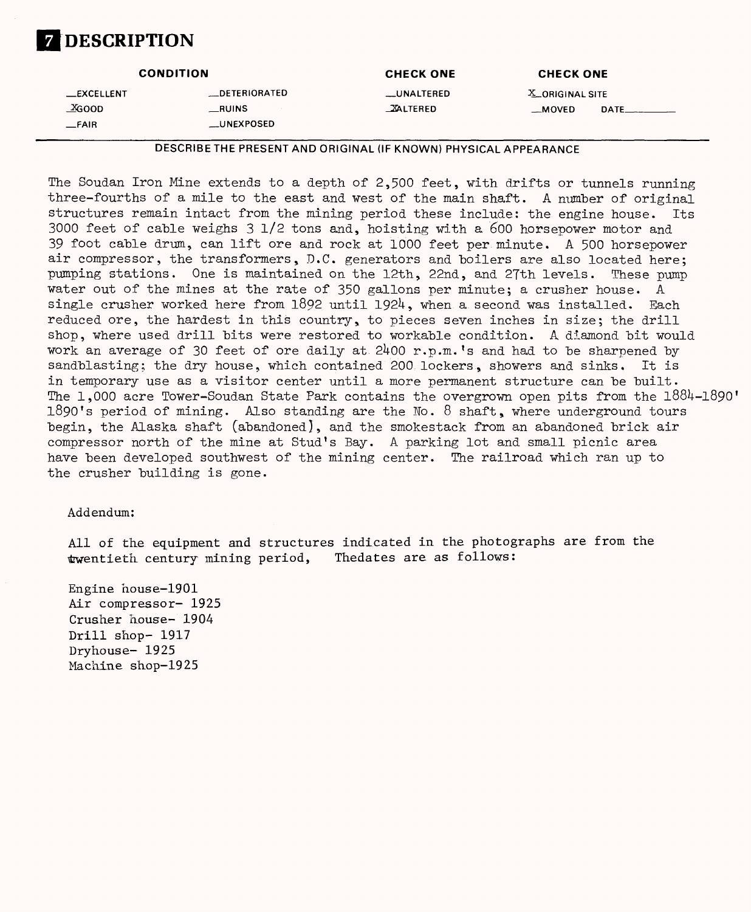# 7 DESCRIPTION

| CONDITION | | CHECK ONE | CHECK ONE |
|---|---|---|---|
| __EXCELLENT | __DETERIORATED | __UNALTERED | X ORIGINAL SITE |
| X GOOD | __RUINS | X ALTERED | __MOVED DATE______ |
| __FAIR | __UNEXPOSED | | |

DESCRIBE THE PRESENT AND ORIGINAL (IF KNOWN) PHYSICAL APPEARANCE

The Soudan Iron Mine extends to a depth of 2,500 feet, with drifts or tunnels running three-fourths of a mile to the east and west of the main shaft. A number of original structures remain intact from the mining period these include: the engine house. Its 3000 feet of cable weighs 3 1/2 tons and, hoisting with a 600 horsepower motor and 39 foot cable drum, can lift ore and rock at 1000 feet per minute. A 500 horsepower air compressor, the transformers, D.C. generators and boilers are also located here; pumping stations. One is maintained on the 12th, 22nd, and 27th levels. These pump water out of the mines at the rate of 350 gallons per minute; a crusher house. A single crusher worked here from 1892 until 1924, when a second was installed. Each reduced ore, the hardest in this country, to pieces seven inches in size; the drill shop, where used drill bits were restored to workable condition. A diamond bit would work an average of 30 feet of ore daily at 2400 r.p.m.'s and had to be sharpened by sandblasting; the dry house, which contained 200 lockers, showers and sinks. It is in temporary use as a visitor center until a more permanent structure can be built. The 1,000 acre Tower-Soudan State Park contains the overgrown open pits from the 1884-1890' 1890's period of mining. Also standing are the No. 8 shaft, where underground tours begin, the Alaska shaft (abandoned), and the smokestack from an abandoned brick air compressor north of the mine at Stud's Bay. A parking lot and small picnic area have been developed southwest of the mining center. The railroad which ran up to the crusher building is gone.

Addendum:

All of the equipment and structures indicated in the photographs are from the twentieth century mining period, Thedates are as follows:

Engine house-1901
Air compressor- 1925
Crusher house- 1904
Drill shop- 1917
Dryhouse- 1925
Machine shop-1925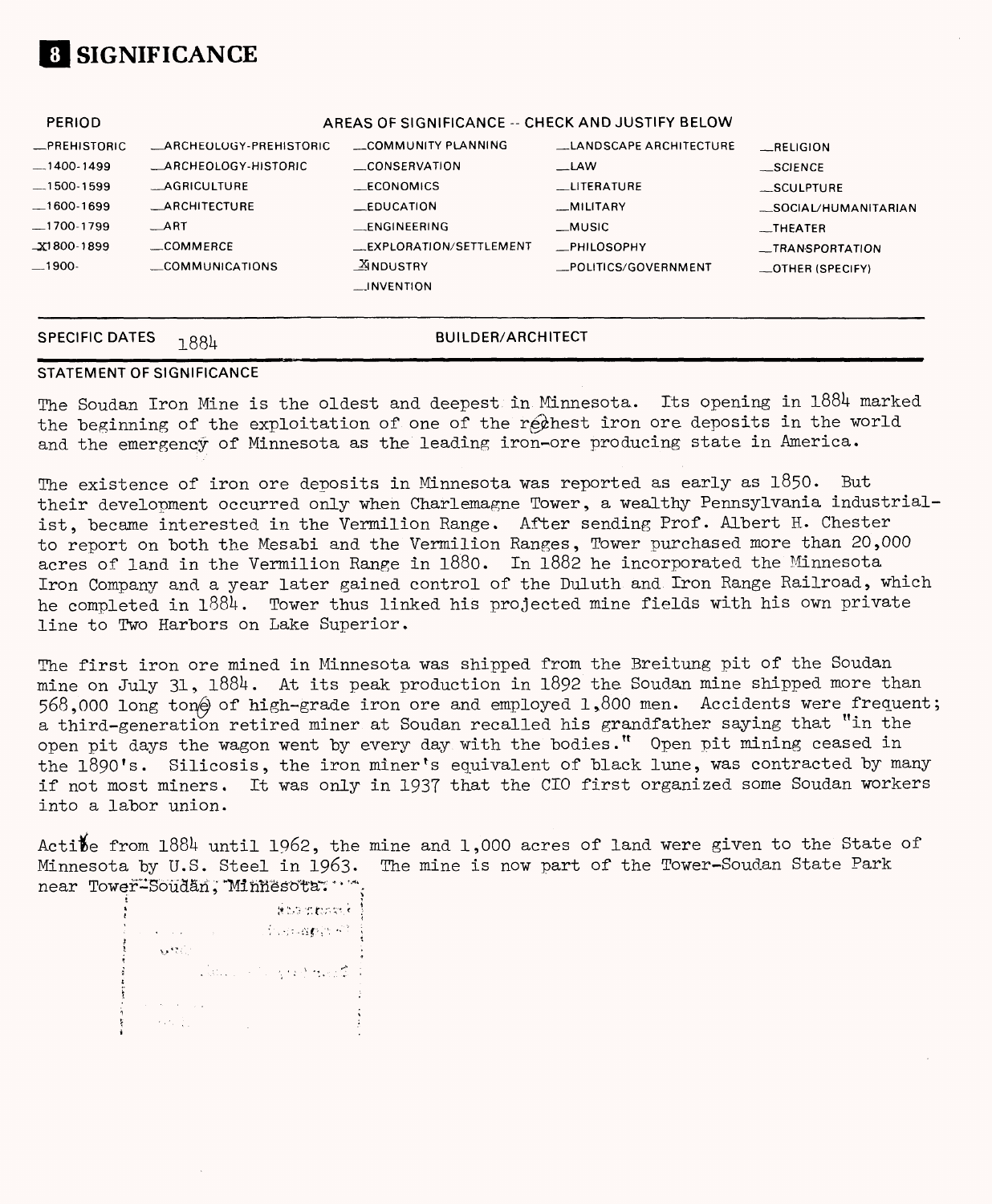# 8 SIGNIFICANCE

| PERIOD | AREAS OF SIGNIFICANCE -- CHECK AND JUSTIFY BELOW | | | |
|---|---|---|---|---|
| _PREHISTORIC | _ARCHEOLOGY-PREHISTORIC | _COMMUNITY PLANNING | _LANDSCAPE ARCHITECTURE | _RELIGION |
| _1400-1499 | _ARCHEOLOGY-HISTORIC | _CONSERVATION | _LAW | _SCIENCE |
| _1500-1599 | _AGRICULTURE | _ECONOMICS | _LITERATURE | _SCULPTURE |
| _1600-1699 | _ARCHITECTURE | _EDUCATION | _MILITARY | _SOCIAL/HUMANITARIAN |
| _1700-1799 | _ART | _ENGINEERING | _MUSIC | _THEATER |
| X1800-1899 | _COMMERCE | _EXPLORATION/SETTLEMENT | _PHILOSOPHY | _TRANSPORTATION |
| _1900- | _COMMUNICATIONS | X INDUSTRY | _POLITICS/GOVERNMENT | _OTHER (SPECIFY) |
| | | _INVENTION | | |

**SPECIFIC DATES** 1884 **BUILDER/ARCHITECT**

**STATEMENT OF SIGNIFICANCE**

The Soudan Iron Mine is the oldest and deepest in Minnesota. Its opening in 1884 marked the beginning of the exploitation of one of the richest iron ore deposits in the world and the emergency of Minnesota as the leading iron-ore producing state in America.

The existence of iron ore deposits in Minnesota was reported as early as 1850. But their development occurred only when Charlemagne Tower, a wealthy Pennsylvania industrialist, became interested in the Vermilion Range. After sending Prof. Albert H. Chester to report on both the Mesabi and the Vermilion Ranges, Tower purchased more than 20,000 acres of land in the Vermilion Range in 1880. In 1882 he incorporated the Minnesota Iron Company and a year later gained control of the Duluth and Iron Range Railroad, which he completed in 1884. Tower thus linked his projected mine fields with his own private line to Two Harbors on Lake Superior.

The first iron ore mined in Minnesota was shipped from the Breitung pit of the Soudan mine on July 31, 1884. At its peak production in 1892 the Soudan mine shipped more than 568,000 long tons of high-grade iron ore and employed 1,800 men. Accidents were frequent; a third-generation retired miner at Soudan recalled his grandfather saying that "in the open pit days the wagon went by every day with the bodies." Open pit mining ceased in the 1890's. Silicosis, the iron miner's equivalent of black lune, was contracted by many if not most miners. It was only in 1937 that the CIO first organized some Soudan workers into a labor union.

Active from 1884 until 1962, the mine and 1,000 acres of land were given to the State of Minnesota by U.S. Steel in 1963. The mine is now part of the Tower-Soudan State Park near Tower-Soudan, Minnesota.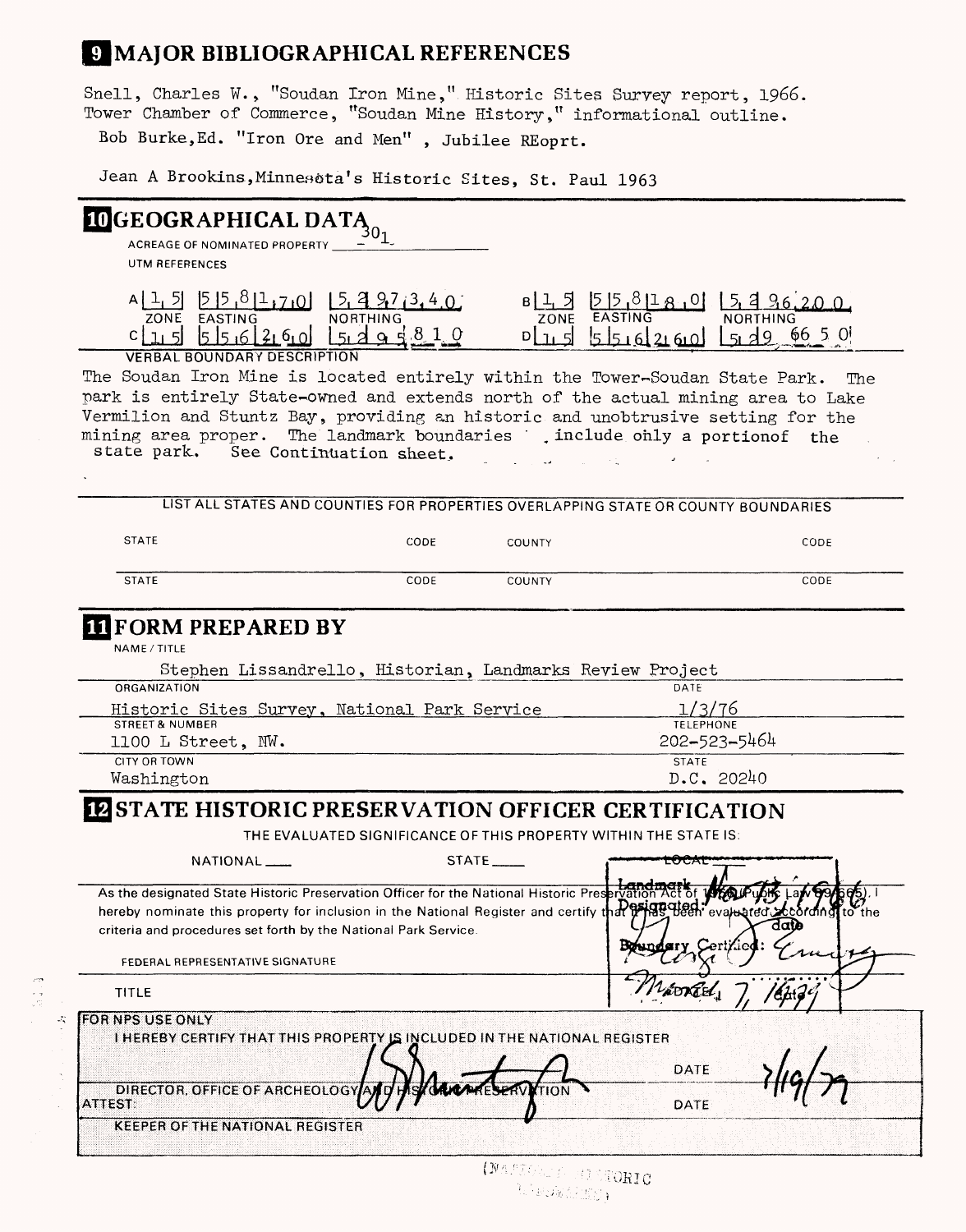# 9 MAJOR BIBLIOGRAPHICAL REFERENCES

Snell, Charles W., "Soudan Iron Mine," Historic Sites Survey report, 1966.
Tower Chamber of Commerce, "Soudan Mine History," informational outline.
Bob Burke, Ed. "Iron Ore and Men", Jubilee REoprt.

Jean A Brookins, Minnesota's Historic Sites, St. Paul 1963

# 10 GEOGRAPHICAL DATA

ACREAGE OF NOMINATED PROPERTY 301

UTM REFERENCES

| | ZONE | EASTING | NORTHING | | ZONE | EASTING | NORTHING |
|---|---|---|---|---|---|---|---|
| A | 15 | 558170 | 5397340 | B | 15 | 558180 | 5396200 |
| C | 15 | 556260 | 5295810 | D | 15 | 556260 | 5296650 |

VERBAL BOUNDARY DESCRIPTION

The Soudan Iron Mine is located entirely within the Tower-Soudan State Park. The park is entirely State-owned and extends north of the actual mining area to Lake Vermilion and Stuntz Bay, providing an historic and unobtrusive setting for the mining area proper. The landmark boundaries include only a portionof the state park. See Continuation sheet.

LIST ALL STATES AND COUNTIES FOR PROPERTIES OVERLAPPING STATE OR COUNTY BOUNDARIES

| STATE | CODE | COUNTY | CODE |
|---|---|---|---|
| STATE | CODE | COUNTY | CODE |

# 11 FORM PREPARED BY

NAME / TITLE
Stephen Lissandrello, Historian, Landmarks Review Project

| ORGANIZATION | DATE |
|---|---|
| Historic Sites Survey, National Park Service | 1/3/76 |
| **STREET & NUMBER** | **TELEPHONE** |
| 1100 L Street, NW. | 202-523-5464 |
| **CITY OR TOWN** | **STATE** |
| Washington | D.C. 20240 |

# 12 STATE HISTORIC PRESERVATION OFFICER CERTIFICATION

THE EVALUATED SIGNIFICANCE OF THIS PROPERTY WITHIN THE STATE IS:

NATIONAL ___ STATE ___ LOCAL ___

As the designated State Historic Preservation Officer for the National Historic Preservation Act of 1966 (Public Law 89-665), I hereby nominate this property for inclusion in the National Register and certify that it has been evaluated according to the criteria and procedures set forth by the National Park Service.

Landmark Designated: Nov 13, 1966 (date)
Boundary Certified: March 7, 1979 (date)

FEDERAL REPRESENTATIVE SIGNATURE

TITLE

FOR NPS USE ONLY
I HEREBY CERTIFY THAT THIS PROPERTY IS INCLUDED IN THE NATIONAL REGISTER

DATE 7/19/79

DIRECTOR, OFFICE OF ARCHEOLOGY AND HISTORIC PRESERVATION

ATTEST: DATE

KEEPER OF THE NATIONAL REGISTER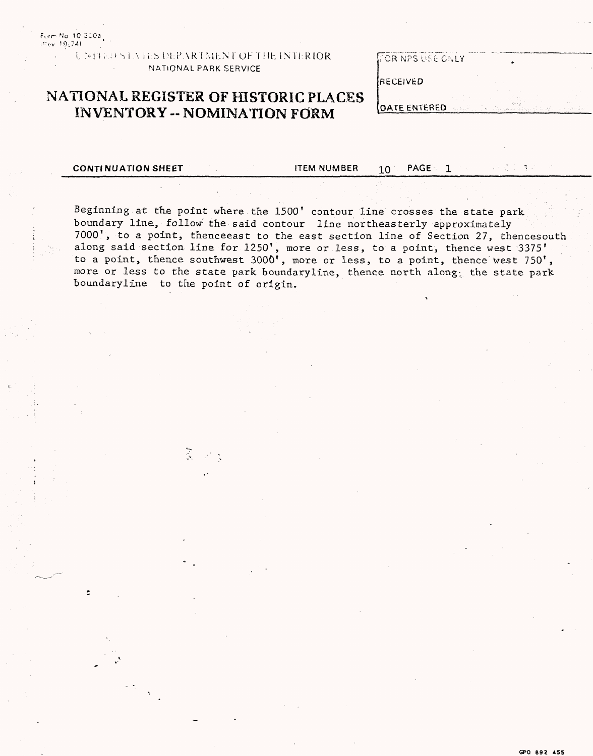Form No 10-300a
(Rev 10-74)

UNITED STATES DEPARTMENT OF THE INTERIOR
NATIONAL PARK SERVICE

# NATIONAL REGISTER OF HISTORIC PLACES INVENTORY -- NOMINATION FORM

FOR NPS USE ONLY

RECEIVED

DATE ENTERED

**CONTINUATION SHEET** ITEM NUMBER 10 PAGE 1

Beginning at the point where the 1500' contour line crosses the state park boundary line, follow the said contour line northeasterly approximately 7000', to a point, thenceeast to the east section line of Section 27, thencesouth along said section line for 1250', more or less, to a point, thence west 3375' to a point, thence southwest 3000', more or less, to a point, thence west 750', more or less to the state park boundaryline, thence north along the state park boundaryline to the point of origin.

GPO 892 455